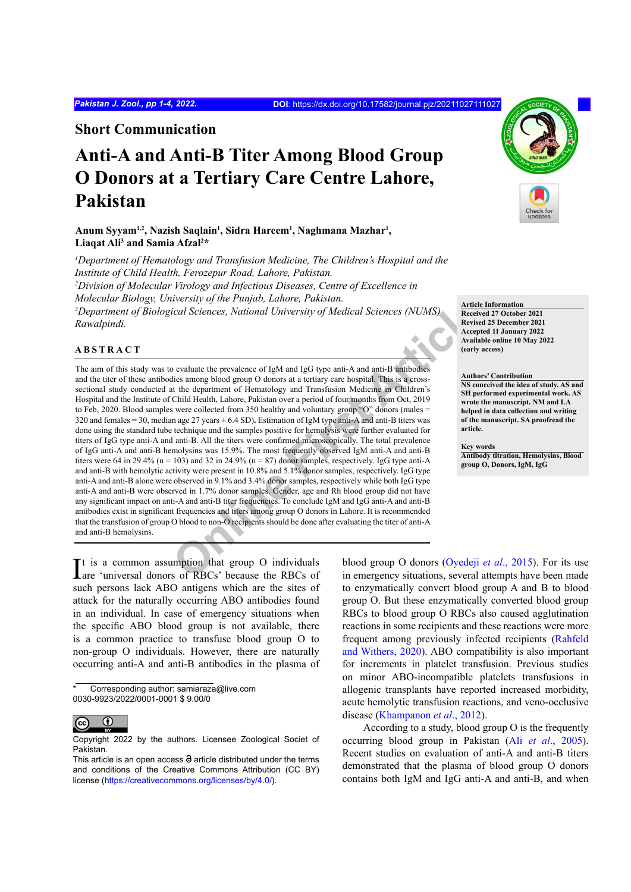## Short Communication

# Anti-A and Anti-B Titer Among Blood Group O Donors at a Tertiary Care Centre Lahore, Pakistan

**Anum Syyam[1,2], Nazish Saqlain[1], Sidra Hareem[1], Naghmana Mazhar[1], Liaqat Ali[3] and Samia Afzal[2]***

*[1]Department of Hematology and Transfusion Medicine, The Children's Hospital and the Institute of Child Health, Ferozepur Road, Lahore, Pakistan.*
*[2]Division of Molecular Virology and Infectious Diseases, Centre of Excellence in Molecular Biology, University of the Punjab, Lahore, Pakistan.*
*[3]Department of Biological Sciences, National University of Medical Sciences (NUMS) Rawalpindi.*

**Article Information**
**Received 27 October 2021**
**Revised 25 December 2021**
**Accepted 11 January 2022**
**Available online 10 May 2022 (early access)**

**Authors' Contribution**
**NS conceived the idea of study. AS and SH performed experimental work. AS wrote the manuscript. NM and LA helped in data collection and writing of the manuscript. SA proofread the article.**

**Key words**
**Antibody titration, Hemolysins, Blood group O, Donors, IgM, IgG**

## ABSTRACT

The aim of this study was to evaluate the prevalence of IgM and IgG type anti-A and anti-B antibodies and the titer of these antibodies among blood group O donors at a tertiary care hospital. This is a cross-sectional study conducted at the department of Hematology and Transfusion Medicine in Children's Hospital and the Institute of Child Health, Lahore, Pakistan over a period of four months from Oct, 2019 to Feb, 2020. Blood samples were collected from 350 healthy and voluntary group "O" donors (males = 320 and females = 30, median age 27 years ± 6.4 SD). Estimation of IgM type anti-A and anti-B titers was done using the standard tube technique and the samples positive for hemolysis were further evaluated for titers of IgG type anti-A and anti-B. All the titers were confirmed microscopically. The total prevalence of IgG anti-A and anti-B hemolysins was 15.9%. The most frequently observed IgM anti-A and anti-B titers were 64 in 29.4% (n = 103) and 32 in 24.9% (n = 87) donor samples, respectively. IgG type anti-A and anti-B with hemolytic activity were present in 10.8% and 5.1% donor samples, respectively. IgG type anti-A and anti-B alone were observed in 9.1% and 3.4% donor samples, respectively while both IgG type anti-A and anti-B were observed in 1.7% donor samples. Gender, age and Rh blood group did not have any significant impact on anti-A and anti-B titer frequencies. To conclude IgM and IgG anti-A and anti-B antibodies exist in significant frequencies and titers among group O donors in Lahore. It is recommended that the transfusion of group O blood to non-O recipients should be done after evaluating the titer of anti-A and anti-B hemolysins.

---

It is a common assumption that group O individuals are 'universal donors of RBCs' because the RBCs of such persons lack ABO antigens which are the sites of attack for the naturally occurring ABO antibodies found in an individual. In case of emergency situations when the specific ABO blood group is not available, there is a common practice to transfuse blood group O to non-group O individuals. However, there are naturally occurring anti-A and anti-B antibodies in the plasma of blood group O donors (Oyedeji *et al*., 2015). For its use in emergency situations, several attempts have been made to enzymatically convert blood group A and B to blood group O. But these enzymatically converted blood group RBCs to blood group O RBCs also caused agglutination reactions in some recipients and these reactions were more frequent among previously infected recipients (Rahfeld and Withers, 2020). ABO compatibility is also important for increments in platelet transfusion. Previous studies on minor ABO-incompatible platelets transfusions in allogenic transplants have reported increased morbidity, acute hemolytic transfusion reactions, and veno-occlusive disease (Khampanon *et al*., 2012).

According to a study, blood group O is the frequently occurring blood group in Pakistan (Ali *et al*., 2005). Recent studies on evaluation of anti-A and anti-B titers demonstrated that the plasma of blood group O donors contains both IgM and IgG anti-A and anti-B, and when

\* Corresponding author: samiaraza@live.com
0030-9923/2022/0001-0001 $ 9.00/0

Copyright 2022 by the authors. Licensee Zoological Societ of Pakistan.
This article is an open access article distributed under the terms and conditions of the Creative Commons Attribution (CC BY) license (https://creativecommons.org/licenses/by/4.0/).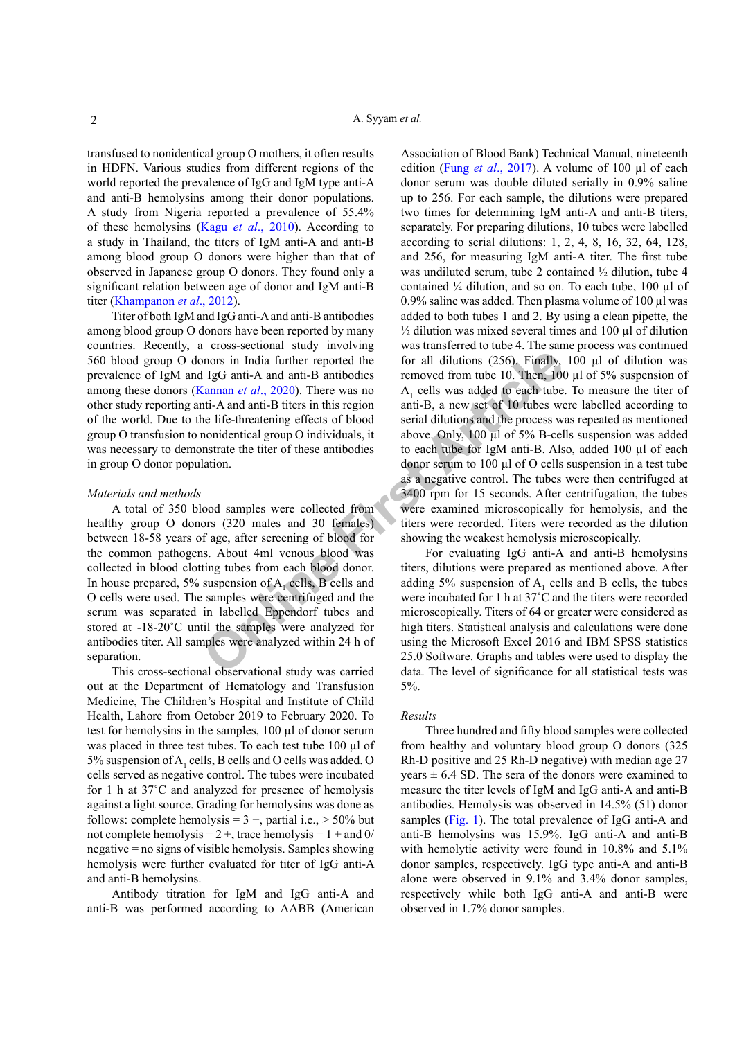transfused to nonidentical group O mothers, it often results in HDFN. Various studies from different regions of the world reported the prevalence of IgG and IgM type anti-A and anti-B hemolysins among their donor populations. A study from Nigeria reported a prevalence of 55.4% of these hemolysins (Kagu *et al*., 2010). According to a study in Thailand, the titers of IgM anti-A and anti-B among blood group O donors were higher than that of observed in Japanese group O donors. They found only a significant relation between age of donor and IgM anti-B titer (Khampanon *et al*., 2012).

Titer of both IgM and IgG anti-A and anti-B antibodies among blood group O donors have been reported by many countries. Recently, a cross-sectional study involving 560 blood group O donors in India further reported the prevalence of IgM and IgG anti-A and anti-B antibodies among these donors (Kannan *et al*., 2020). There was no other study reporting anti-A and anti-B titers in this region of the world. Due to the life-threatening effects of blood group O transfusion to nonidentical group O individuals, it was necessary to demonstrate the titer of these antibodies in group O donor population.

*Materials and methods*

A total of 350 blood samples were collected from healthy group O donors (320 males and 30 females) between 18-58 years of age, after screening of blood for the common pathogens. About 4ml venous blood was collected in blood clotting tubes from each blood donor. In house prepared, 5% suspension of $A_1$ cells, B cells and O cells were used. The samples were centrifuged and the serum was separated in labelled Eppendorf tubes and stored at -18-20˚C until the samples were analyzed for antibodies titer. All samples were analyzed within 24 h of separation.

This cross-sectional observational study was carried out at the Department of Hematology and Transfusion Medicine, The Children's Hospital and Institute of Child Health, Lahore from October 2019 to February 2020. To test for hemolysins in the samples, 100 µl of donor serum was placed in three test tubes. To each test tube 100 µl of 5% suspension of $A_1$ cells, B cells and O cells was added. O cells served as negative control. The tubes were incubated for 1 h at 37˚C and analyzed for presence of hemolysis against a light source. Grading for hemolysins was done as follows: complete hemolysis = 3 +, partial i.e., > 50% but not complete hemolysis = 2 +, trace hemolysis = 1 + and 0/negative = no signs of visible hemolysis. Samples showing hemolysis were further evaluated for titer of IgG anti-A and anti-B hemolysins.

Antibody titration for IgM and IgG anti-A and anti-B was performed according to AABB (American Association of Blood Bank) Technical Manual, nineteenth edition (Fung *et al*., 2017). A volume of 100 µl of each donor serum was double diluted serially in 0.9% saline up to 256. For each sample, the dilutions were prepared two times for determining IgM anti-A and anti-B titers, separately. For preparing dilutions, 10 tubes were labelled according to serial dilutions: 1, 2, 4, 8, 16, 32, 64, 128, and 256, for measuring IgM anti-A titer. The first tube was undiluted serum, tube 2 contained ½ dilution, tube 4 contained ¼ dilution, and so on. To each tube, 100 µl of 0.9% saline was added. Then plasma volume of 100 µl was added to both tubes 1 and 2. By using a clean pipette, the ½ dilution was mixed several times and 100 µl of dilution was transferred to tube 4. The same process was continued for all dilutions (256). Finally, 100 µl of dilution was removed from tube 10. Then, 100 µl of 5% suspension of $A_1$ cells was added to each tube. To measure the titer of anti-B, a new set of 10 tubes were labelled according to serial dilutions and the process was repeated as mentioned above. Only, 100 µl of 5% B-cells suspension was added to each tube for IgM anti-B. Also, added 100 µl of each donor serum to 100 µl of O cells suspension in a test tube as a negative control. The tubes were then centrifuged at 3400 rpm for 15 seconds. After centrifugation, the tubes were examined microscopically for hemolysis, and the titers were recorded. Titers were recorded as the dilution showing the weakest hemolysis microscopically.

For evaluating IgG anti-A and anti-B hemolysins titers, dilutions were prepared as mentioned above. After adding 5% suspension of $A_1$ cells and B cells, the tubes were incubated for 1 h at 37˚C and the titers were recorded microscopically. Titers of 64 or greater were considered as high titers. Statistical analysis and calculations were done using the Microsoft Excel 2016 and IBM SPSS statistics 25.0 Software. Graphs and tables were used to display the data. The level of significance for all statistical tests was 5%.

*Results*

Three hundred and fifty blood samples were collected from healthy and voluntary blood group O donors (325 Rh-D positive and 25 Rh-D negative) with median age 27 years ± 6.4 SD. The sera of the donors were examined to measure the titer levels of IgM and IgG anti-A and anti-B antibodies. Hemolysis was observed in 14.5% (51) donor samples (Fig. 1). The total prevalence of IgG anti-A and anti-B hemolysins was 15.9%. IgG anti-A and anti-B with hemolytic activity were found in 10.8% and 5.1% donor samples, respectively. IgG type anti-A and anti-B alone were observed in 9.1% and 3.4% donor samples, respectively while both IgG anti-A and anti-B were observed in 1.7% donor samples.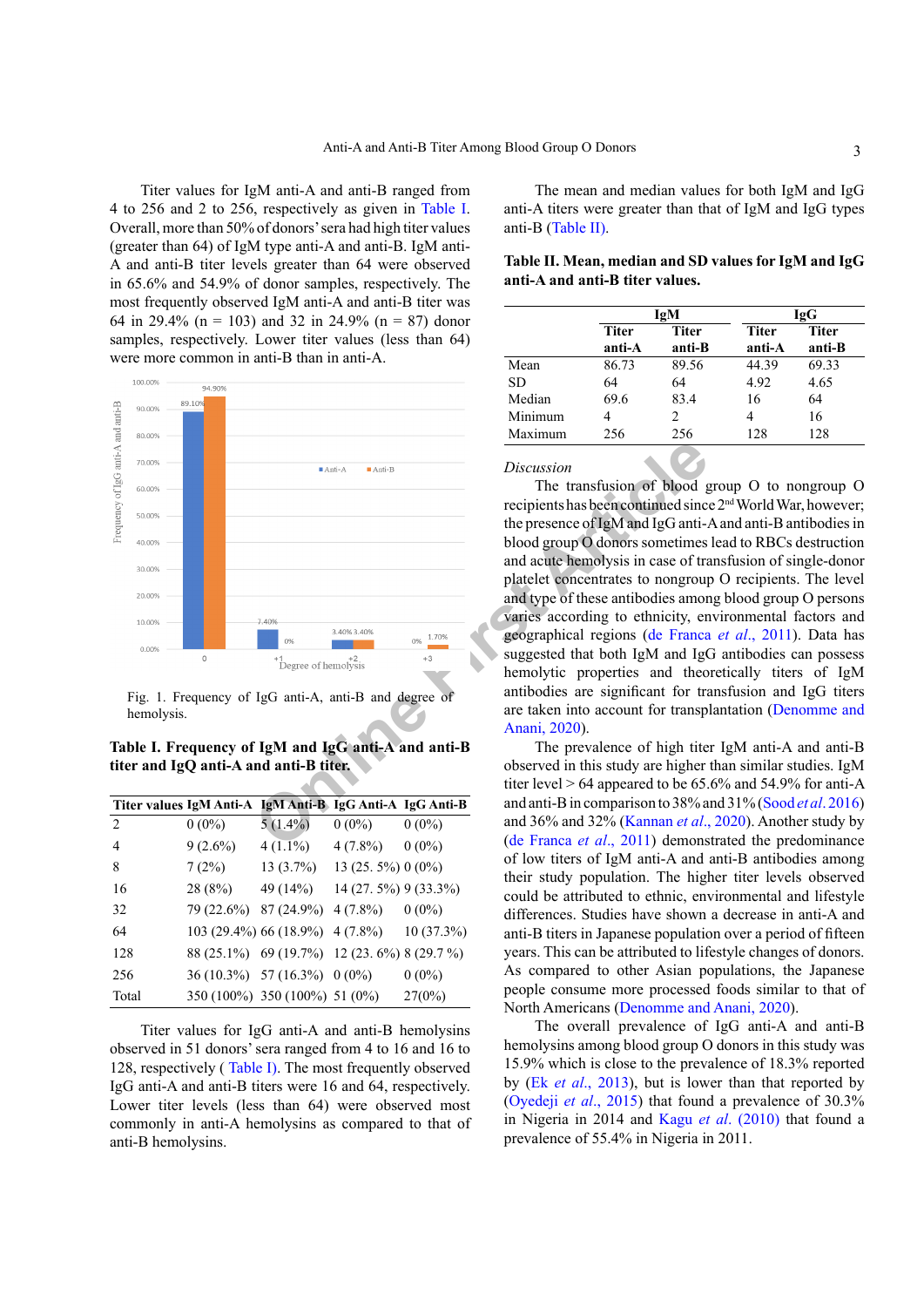Titer values for IgM anti-A and anti-B ranged from 4 to 256 and 2 to 256, respectively as given in Table I. Overall, more than 50% of donors' sera had high titer values (greater than 64) of IgM type anti-A and anti-B. IgM anti-A and anti-B titer levels greater than 64 were observed in 65.6% and 54.9% of donor samples, respectively. The most frequently observed IgM anti-A and anti-B titer was 64 in 29.4% (n = 103) and 32 in 24.9% (n = 87) donor samples, respectively. Lower titer values (less than 64) were more common in anti-B than in anti-A.

Fig. 1. Frequency of IgG anti-A, anti-B and degree of hemolysis.

**Table I. Frequency of IgM and IgG anti-A and anti-B titer and IgQ anti-A and anti-B titer.**

| Titer values | IgM Anti-A | IgM Anti-B | IgG Anti-A | IgG Anti-B |
|---|---|---|---|---|
| 2 | 0 (0%) | 5 (1.4%) | 0 (0%) | 0 (0%) |
| 4 | 9 (2.6%) | 4 (1.1%) | 4 (7.8%) | 0 (0%) |
| 8 | 7 (2%) | 13 (3.7%) | 13 (25. 5%) | 0 (0%) |
| 16 | 28 (8%) | 49 (14%) | 14 (27. 5%) | 9 (33.3%) |
| 32 | 79 (22.6%) | 87 (24.9%) | 4 (7.8%) | 0 (0%) |
| 64 | 103 (29.4%) | 66 (18.9%) | 4 (7.8%) | 10 (37.3%) |
| 128 | 88 (25.1%) | 69 (19.7%) | 12 (23. 6%) | 8 (29.7 %) |
| 256 | 36 (10.3%) | 57 (16.3%) | 0 (0%) | 0 (0%) |
| Total | 350 (100%) | 350 (100%) | 51 (0%) | 27(0%) |

Titer values for IgG anti-A and anti-B hemolysins observed in 51 donors' sera ranged from 4 to 16 and 16 to 128, respectively ( Table I). The most frequently observed IgG anti-A and anti-B titers were 16 and 64, respectively. Lower titer levels (less than 64) were observed more commonly in anti-A hemolysins as compared to that of anti-B hemolysins.

The mean and median values for both IgM and IgG anti-A titers were greater than that of IgM and IgG types anti-B (Table II).

**Table II. Mean, median and SD values for IgM and IgG anti-A and anti-B titer values.**

| | IgM | | IgG | |
|---|---|---|---|---|
| | Titer anti-A | Titer anti-B | Titer anti-A | Titer anti-B |
| Mean | 86.73 | 89.56 | 44.39 | 69.33 |
| SD | 64 | 64 | 4.92 | 4.65 |
| Median | 69.6 | 83.4 | 16 | 64 |
| Minimum | 4 | 2 | 4 | 16 |
| Maximum | 256 | 256 | 128 | 128 |

*Discussion*

The transfusion of blood group O to nongroup O recipients has been continued since 2nd World War, however; the presence of IgM and IgG anti-A and anti-B antibodies in blood group O donors sometimes lead to RBCs destruction and acute hemolysis in case of transfusion of single-donor platelet concentrates to nongroup O recipients. The level and type of these antibodies among blood group O persons varies according to ethnicity, environmental factors and geographical regions (de Franca *et al*., 2011). Data has suggested that both IgM and IgG antibodies can possess hemolytic properties and theoretically titers of IgM antibodies are significant for transfusion and IgG titers are taken into account for transplantation (Denomme and Anani, 2020).

The prevalence of high titer IgM anti-A and anti-B observed in this study are higher than similar studies. IgM titer level > 64 appeared to be 65.6% and 54.9% for anti-A and anti-B in comparison to 38% and 31% (Sood *et al*. 2016) and 36% and 32% (Kannan *et al*., 2020). Another study by (de Franca *et al*., 2011) demonstrated the predominance of low titers of IgM anti-A and anti-B antibodies among their study population. The higher titer levels observed could be attributed to ethnic, environmental and lifestyle differences. Studies have shown a decrease in anti-A and anti-B titers in Japanese population over a period of fifteen years. This can be attributed to lifestyle changes of donors. As compared to other Asian populations, the Japanese people consume more processed foods similar to that of North Americans (Denomme and Anani, 2020).

The overall prevalence of IgG anti-A and anti-B hemolysins among blood group O donors in this study was 15.9% which is close to the prevalence of 18.3% reported by (Ek *et al*., 2013), but is lower than that reported by (Oyedeji *et al*., 2015) that found a prevalence of 30.3% in Nigeria in 2014 and Kagu *et al*. (2010) that found a prevalence of 55.4% in Nigeria in 2011.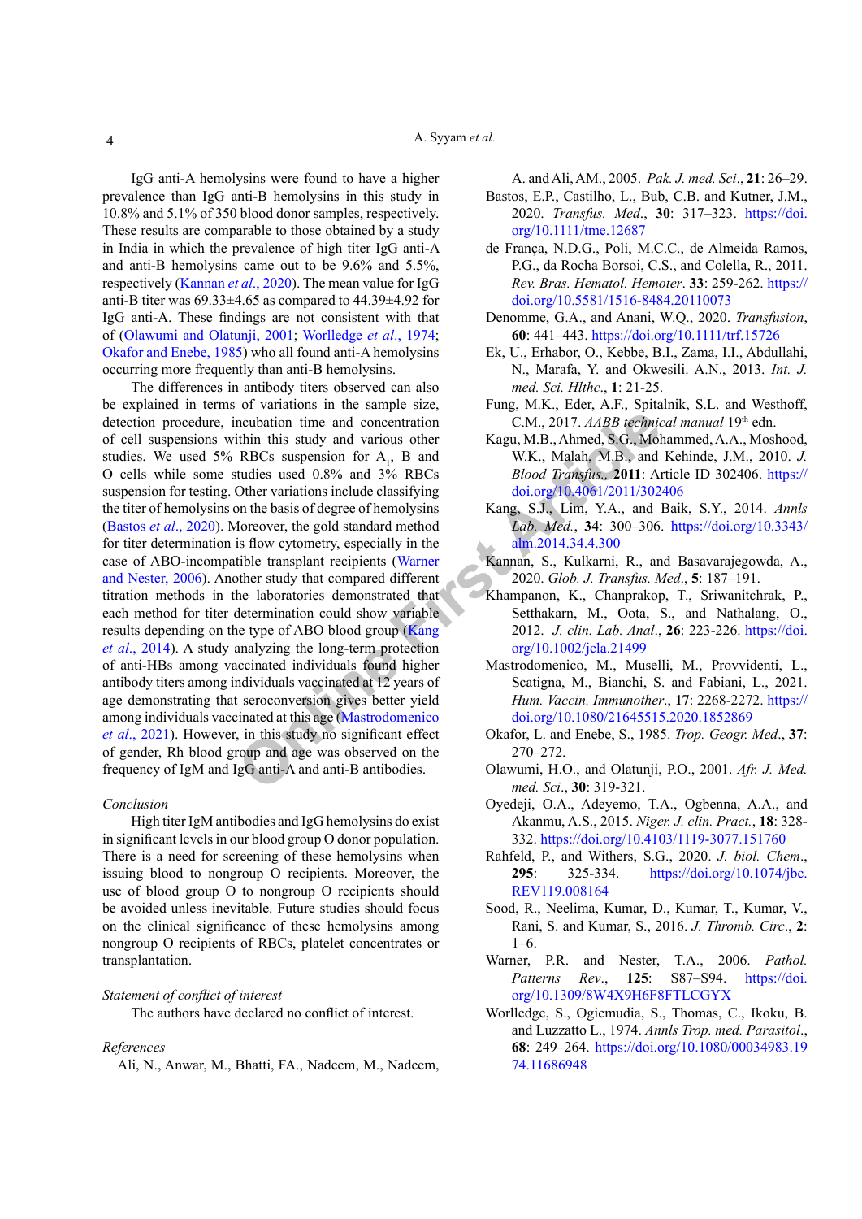IgG anti-A hemolysins were found to have a higher prevalence than IgG anti-B hemolysins in this study in 10.8% and 5.1% of 350 blood donor samples, respectively. These results are comparable to those obtained by a study in India in which the prevalence of high titer IgG anti-A and anti-B hemolysins came out to be 9.6% and 5.5%, respectively (Kannan *et al*., 2020). The mean value for IgG anti-B titer was 69.33±4.65 as compared to 44.39±4.92 for IgG anti-A. These findings are not consistent with that of (Olawumi and Olatunji, 2001; Worlledge *et al*., 1974; Okafor and Enebe, 1985) who all found anti-A hemolysins occurring more frequently than anti-B hemolysins.

The differences in antibody titers observed can also be explained in terms of variations in the sample size, detection procedure, incubation time and concentration of cell suspensions within this study and various other studies. We used 5% RBCs suspension for $A_1$, B and O cells while some studies used 0.8% and 3% RBCs suspension for testing. Other variations include classifying the titer of hemolysins on the basis of degree of hemolysins (Bastos *et al*., 2020). Moreover, the gold standard method for titer determination is flow cytometry, especially in the case of ABO-incompatible transplant recipients (Warner and Nester, 2006). Another study that compared different titration methods in the laboratories demonstrated that each method for titer determination could show variable results depending on the type of ABO blood group (Kang *et al*., 2014). A study analyzing the long-term protection of anti-HBs among vaccinated individuals found higher antibody titers among individuals vaccinated at 12 years of age demonstrating that seroconversion gives better yield among individuals vaccinated at this age (Mastrodomenico *et al*., 2021). However, in this study no significant effect of gender, Rh blood group and age was observed on the frequency of IgM and IgG anti-A and anti-B antibodies.

*Conclusion*

High titer IgM antibodies and IgG hemolysins do exist in significant levels in our blood group O donor population. There is a need for screening of these hemolysins when issuing blood to nongroup O recipients. Moreover, the use of blood group O to nongroup O recipients should be avoided unless inevitable. Future studies should focus on the clinical significance of these hemolysins among nongroup O recipients of RBCs, platelet concentrates or transplantation.

*Statement of conflict of interest*

The authors have declared no conflict of interest.

*References*

Ali, N., Anwar, M., Bhatti, FA., Nadeem, M., Nadeem, A. and Ali, AM., 2005. *Pak. J. med. Sci*., **21**: 26–29.

Bastos, E.P., Castilho, L., Bub, C.B. and Kutner, J.M., 2020. *Transfus. Med*., **30**: 317–323. https://doi.org/10.1111/tme.12687

de França, N.D.G., Poli, M.C.C., de Almeida Ramos, P.G., da Rocha Borsoi, C.S., and Colella, R., 2011. *Rev. Bras. Hematol. Hemoter*. **33**: 259-262. https://doi.org/10.5581/1516-8484.20110073

Denomme, G.A., and Anani, W.Q., 2020. *Transfusion*, **60**: 441–443. https://doi.org/10.1111/trf.15726

Ek, U., Erhabor, O., Kebbe, B.I., Zama, I.I., Abdullahi, N., Marafa, Y. and Okwesili. A.N., 2013. *Int. J. med. Sci. Hlthc*., **1**: 21-25.

Fung, M.K., Eder, A.F., Spitalnik, S.L. and Westhoff, C.M., 2017. *AABB technical manual* 19th edn.

Kagu, M.B., Ahmed, S.G., Mohammed, A.A., Moshood, W.K., Malah, M.B., and Kehinde, J.M., 2010. *J. Blood Transfus*., **2011**: Article ID 302406. https://doi.org/10.4061/2011/302406

Kang, S.J., Lim, Y.A., and Baik, S.Y., 2014. *Annls Lab. Med*., **34**: 300–306. https://doi.org/10.3343/alm.2014.34.4.300

Kannan, S., Kulkarni, R., and Basavarajegowda, A., 2020. *Glob. J. Transfus. Med*., **5**: 187–191.

Khampanon, K., Chanprakop, T., Sriwanitchrak, P., Setthakarn, M., Oota, S., and Nathalang, O., 2012. *J. clin. Lab. Anal*., **26**: 223-226. https://doi.org/10.1002/jcla.21499

Mastrodomenico, M., Muselli, M., Provvidenti, L., Scatigna, M., Bianchi, S. and Fabiani, L., 2021. *Hum. Vaccin. Immunother*., **17**: 2268-2272. https://doi.org/10.1080/21645515.2020.1852869

Okafor, L. and Enebe, S., 1985. *Trop. Geogr. Med*., **37**: 270–272.

Olawumi, H.O., and Olatunji, P.O., 2001. *Afr. J. Med. med. Sci*., **30**: 319-321.

Oyedeji, O.A., Adeyemo, T.A., Ogbenna, A.A., and Akanmu, A.S., 2015. *Niger. J. clin. Pract.*, **18**: 328-332. https://doi.org/10.4103/1119-3077.151760

Rahfeld, P., and Withers, S.G., 2020. *J. biol. Chem*., **295**: 325-334. https://doi.org/10.1074/jbc.REV119.008164

Sood, R., Neelima, Kumar, D., Kumar, T., Kumar, V., Rani, S. and Kumar, S., 2016. *J. Thromb. Circ*., **2**: 1–6.

Warner, P.R. and Nester, T.A., 2006. *Pathol. Patterns Rev*., **125**: S87–S94. https://doi.org/10.1309/8W4X9H6F8FTLCGYX

Worlledge, S., Ogiemudia, S., Thomas, C., Ikoku, B. and Luzzatto L., 1974. *Annls Trop. med. Parasitol*., **68**: 249–264. https://doi.org/10.1080/00034983.1974.11686948